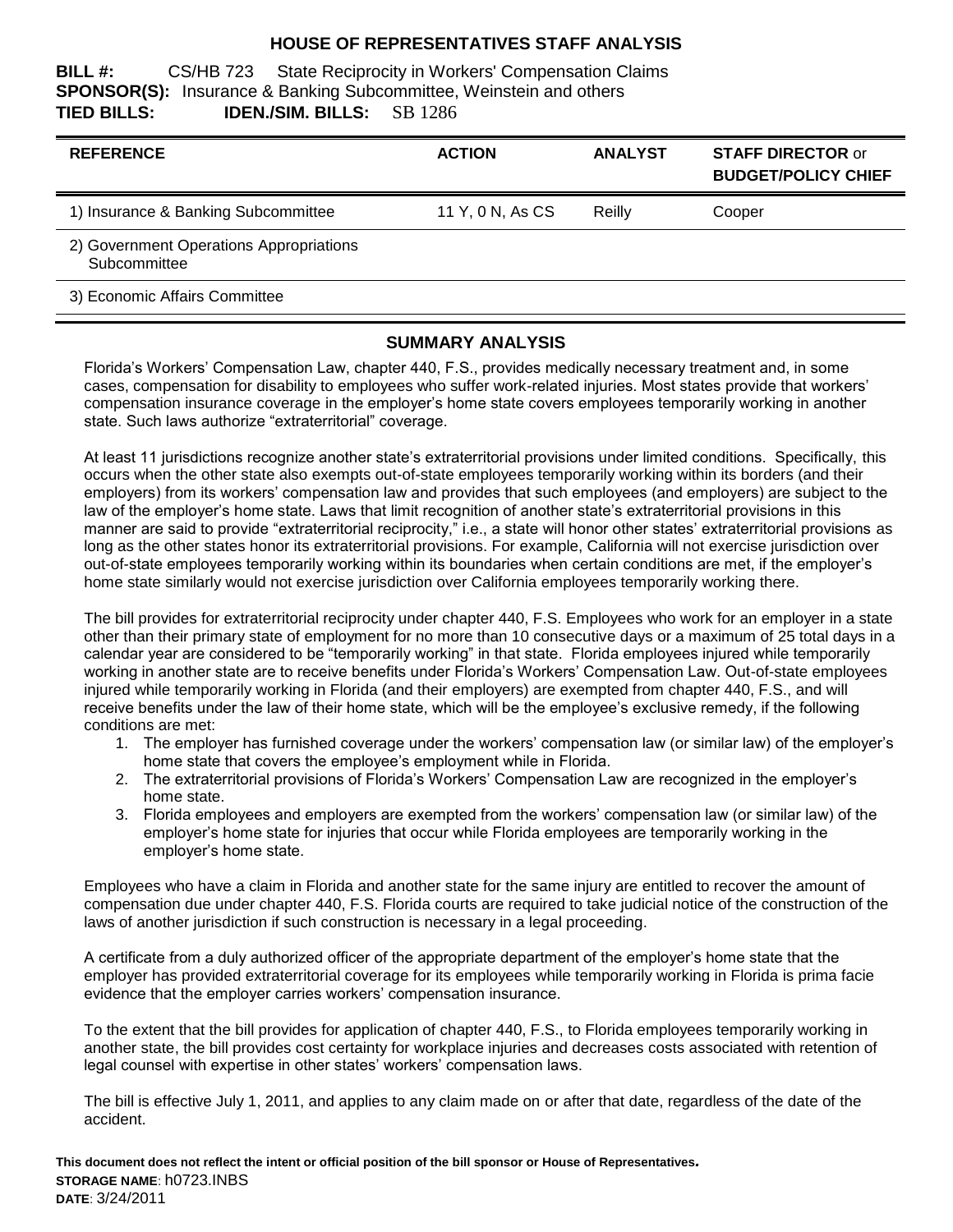# HOUSE OF REPRESENTATIVES STAFF ANALYSIS

**BILL #:** CS/HB 723 State Reciprocity in Workers' Compensation Claims
**SPONSOR(S):** Insurance & Banking Subcommittee, Weinstein and others
**TIED BILLS:** **IDEN./SIM. BILLS:** SB 1286

| REFERENCE | ACTION | ANALYST | STAFF DIRECTOR or BUDGET/POLICY CHIEF |
|---|---|---|---|
| 1) Insurance & Banking Subcommittee | 11 Y, 0 N, As CS | Reilly | Cooper |
| 2) Government Operations Appropriations Subcommittee | | | |
| 3) Economic Affairs Committee | | | |

## SUMMARY ANALYSIS

Florida's Workers' Compensation Law, chapter 440, F.S., provides medically necessary treatment and, in some cases, compensation for disability to employees who suffer work-related injuries. Most states provide that workers' compensation insurance coverage in the employer's home state covers employees temporarily working in another state. Such laws authorize "extraterritorial" coverage.

At least 11 jurisdictions recognize another state's extraterritorial provisions under limited conditions. Specifically, this occurs when the other state also exempts out-of-state employees temporarily working within its borders (and their employers) from its workers' compensation law and provides that such employees (and employers) are subject to the law of the employer's home state. Laws that limit recognition of another state's extraterritorial provisions in this manner are said to provide "extraterritorial reciprocity," i.e., a state will honor other states' extraterritorial provisions as long as the other states honor its extraterritorial provisions. For example, California will not exercise jurisdiction over out-of-state employees temporarily working within its boundaries when certain conditions are met, if the employer's home state similarly would not exercise jurisdiction over California employees temporarily working there.

The bill provides for extraterritorial reciprocity under chapter 440, F.S. Employees who work for an employer in a state other than their primary state of employment for no more than 10 consecutive days or a maximum of 25 total days in a calendar year are considered to be "temporarily working" in that state. Florida employees injured while temporarily working in another state are to receive benefits under Florida's Workers' Compensation Law. Out-of-state employees injured while temporarily working in Florida (and their employers) are exempted from chapter 440, F.S., and will receive benefits under the law of their home state, which will be the employee's exclusive remedy, if the following conditions are met:

1. The employer has furnished coverage under the workers' compensation law (or similar law) of the employer's home state that covers the employee's employment while in Florida.
2. The extraterritorial provisions of Florida's Workers' Compensation Law are recognized in the employer's home state.
3. Florida employees and employers are exempted from the workers' compensation law (or similar law) of the employer's home state for injuries that occur while Florida employees are temporarily working in the employer's home state.

Employees who have a claim in Florida and another state for the same injury are entitled to recover the amount of compensation due under chapter 440, F.S. Florida courts are required to take judicial notice of the construction of the laws of another jurisdiction if such construction is necessary in a legal proceeding.

A certificate from a duly authorized officer of the appropriate department of the employer's home state that the employer has provided extraterritorial coverage for its employees while temporarily working in Florida is prima facie evidence that the employer carries workers' compensation insurance.

To the extent that the bill provides for application of chapter 440, F.S., to Florida employees temporarily working in another state, the bill provides cost certainty for workplace injuries and decreases costs associated with retention of legal counsel with expertise in other states' workers' compensation laws.

The bill is effective July 1, 2011, and applies to any claim made on or after that date, regardless of the date of the accident.

**This document does not reflect the intent or official position of the bill sponsor or House of Representatives.**
**STORAGE NAME**: h0723.INBS
**DATE**: 3/24/2011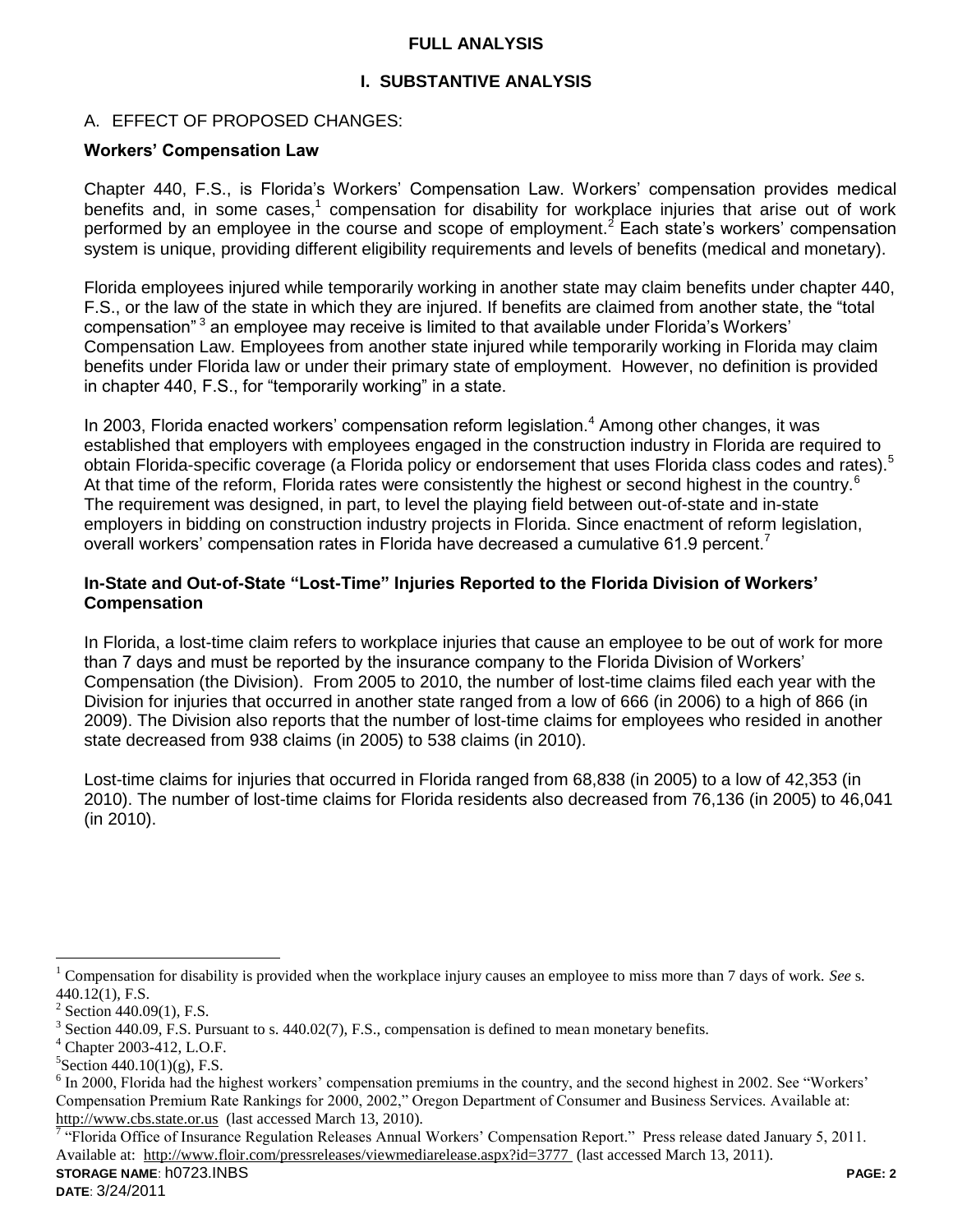## FULL ANALYSIS

### I. SUBSTANTIVE ANALYSIS

A. EFFECT OF PROPOSED CHANGES:

**Workers' Compensation Law**

Chapter 440, F.S., is Florida's Workers' Compensation Law. Workers' compensation provides medical benefits and, in some cases,[1] compensation for disability for workplace injuries that arise out of work performed by an employee in the course and scope of employment.[2] Each state's workers' compensation system is unique, providing different eligibility requirements and levels of benefits (medical and monetary).

Florida employees injured while temporarily working in another state may claim benefits under chapter 440, F.S., or the law of the state in which they are injured. If benefits are claimed from another state, the "total compensation"[3] an employee may receive is limited to that available under Florida's Workers' Compensation Law. Employees from another state injured while temporarily working in Florida may claim benefits under Florida law or under their primary state of employment. However, no definition is provided in chapter 440, F.S., for "temporarily working" in a state.

In 2003, Florida enacted workers' compensation reform legislation.[4] Among other changes, it was established that employers with employees engaged in the construction industry in Florida are required to obtain Florida-specific coverage (a Florida policy or endorsement that uses Florida class codes and rates).[5] At that time of the reform, Florida rates were consistently the highest or second highest in the country.[6] The requirement was designed, in part, to level the playing field between out-of-state and in-state employers in bidding on construction industry projects in Florida. Since enactment of reform legislation, overall workers' compensation rates in Florida have decreased a cumulative 61.9 percent.[7]

**In-State and Out-of-State "Lost-Time" Injuries Reported to the Florida Division of Workers' Compensation**

In Florida, a lost-time claim refers to workplace injuries that cause an employee to be out of work for more than 7 days and must be reported by the insurance company to the Florida Division of Workers' Compensation (the Division). From 2005 to 2010, the number of lost-time claims filed each year with the Division for injuries that occurred in another state ranged from a low of 666 (in 2006) to a high of 866 (in 2009). The Division also reports that the number of lost-time claims for employees who resided in another state decreased from 938 claims (in 2005) to 538 claims (in 2010).

Lost-time claims for injuries that occurred in Florida ranged from 68,838 (in 2005) to a low of 42,353 (in 2010). The number of lost-time claims for Florida residents also decreased from 76,136 (in 2005) to 46,041 (in 2010).

---

[1] Compensation for disability is provided when the workplace injury causes an employee to miss more than 7 days of work. *See* s. 440.12(1), F.S.

[2] Section 440.09(1), F.S.

[3] Section 440.09, F.S. Pursuant to s. 440.02(7), F.S., compensation is defined to mean monetary benefits.

[4] Chapter 2003-412, L.O.F.

[5] Section 440.10(1)(g), F.S.

[6] In 2000, Florida had the highest workers' compensation premiums in the country, and the second highest in 2002. See "Workers' Compensation Premium Rate Rankings for 2000, 2002," Oregon Department of Consumer and Business Services. Available at: http://www.cbs.state.or.us (last accessed March 13, 2010).

[7] "Florida Office of Insurance Regulation Releases Annual Workers' Compensation Report." Press release dated January 5, 2011. Available at: http://www.floir.com/pressreleases/viewmediarelease.aspx?id=3777 (last accessed March 13, 2011).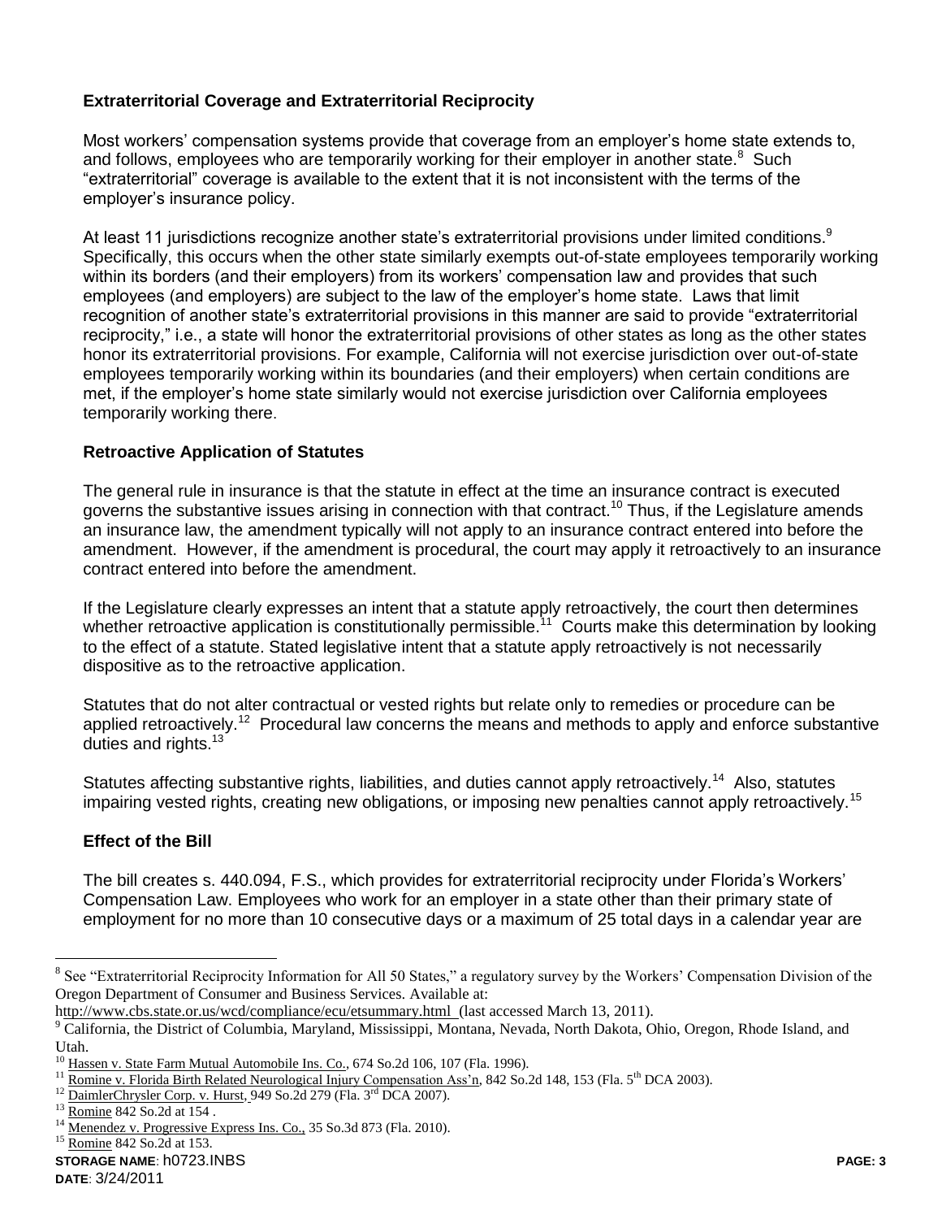**Extraterritorial Coverage and Extraterritorial Reciprocity**

Most workers' compensation systems provide that coverage from an employer's home state extends to, and follows, employees who are temporarily working for their employer in another state.[8] Such "extraterritorial" coverage is available to the extent that it is not inconsistent with the terms of the employer's insurance policy.

At least 11 jurisdictions recognize another state's extraterritorial provisions under limited conditions.[9] Specifically, this occurs when the other state similarly exempts out-of-state employees temporarily working within its borders (and their employers) from its workers' compensation law and provides that such employees (and employers) are subject to the law of the employer's home state. Laws that limit recognition of another state's extraterritorial provisions in this manner are said to provide "extraterritorial reciprocity," i.e., a state will honor the extraterritorial provisions of other states as long as the other states honor its extraterritorial provisions. For example, California will not exercise jurisdiction over out-of-state employees temporarily working within its boundaries (and their employers) when certain conditions are met, if the employer's home state similarly would not exercise jurisdiction over California employees temporarily working there.

**Retroactive Application of Statutes**

The general rule in insurance is that the statute in effect at the time an insurance contract is executed governs the substantive issues arising in connection with that contract.[10] Thus, if the Legislature amends an insurance law, the amendment typically will not apply to an insurance contract entered into before the amendment. However, if the amendment is procedural, the court may apply it retroactively to an insurance contract entered into before the amendment.

If the Legislature clearly expresses an intent that a statute apply retroactively, the court then determines whether retroactive application is constitutionally permissible.[11] Courts make this determination by looking to the effect of a statute. Stated legislative intent that a statute apply retroactively is not necessarily dispositive as to the retroactive application.

Statutes that do not alter contractual or vested rights but relate only to remedies or procedure can be applied retroactively.[12] Procedural law concerns the means and methods to apply and enforce substantive duties and rights.[13]

Statutes affecting substantive rights, liabilities, and duties cannot apply retroactively.[14] Also, statutes impairing vested rights, creating new obligations, or imposing new penalties cannot apply retroactively.[15]

**Effect of the Bill**

The bill creates s. 440.094, F.S., which provides for extraterritorial reciprocity under Florida's Workers' Compensation Law. Employees who work for an employer in a state other than their primary state of employment for no more than 10 consecutive days or a maximum of 25 total days in a calendar year are

---

[8] See "Extraterritorial Reciprocity Information for All 50 States," a regulatory survey by the Workers' Compensation Division of the Oregon Department of Consumer and Business Services. Available at: http://www.cbs.state.or.us/wcd/compliance/ecu/etsummary.html (last accessed March 13, 2011).

[9] California, the District of Columbia, Maryland, Mississippi, Montana, Nevada, North Dakota, Ohio, Oregon, Rhode Island, and Utah.

[10] Hassen v. State Farm Mutual Automobile Ins. Co., 674 So.2d 106, 107 (Fla. 1996).

[11] Romine v. Florida Birth Related Neurological Injury Compensation Ass'n, 842 So.2d 148, 153 (Fla. 5th DCA 2003).

[12] DaimlerChrysler Corp. v. Hurst, 949 So.2d 279 (Fla. 3rd DCA 2007).

[13] Romine 842 So.2d at 154 .

[14] Menendez v. Progressive Express Ins. Co., 35 So.3d 873 (Fla. 2010).

[15] Romine 842 So.2d at 153.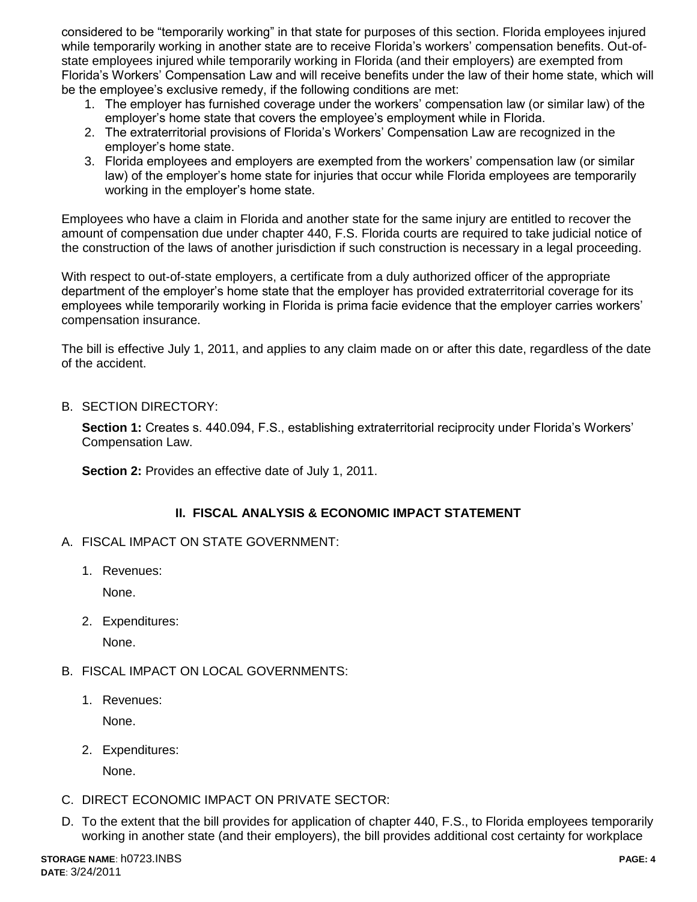considered to be "temporarily working" in that state for purposes of this section. Florida employees injured while temporarily working in another state are to receive Florida's workers' compensation benefits. Out-of-state employees injured while temporarily working in Florida (and their employers) are exempted from Florida's Workers' Compensation Law and will receive benefits under the law of their home state, which will be the employee's exclusive remedy, if the following conditions are met:

1. The employer has furnished coverage under the workers' compensation law (or similar law) of the employer's home state that covers the employee's employment while in Florida.
2. The extraterritorial provisions of Florida's Workers' Compensation Law are recognized in the employer's home state.
3. Florida employees and employers are exempted from the workers' compensation law (or similar law) of the employer's home state for injuries that occur while Florida employees are temporarily working in the employer's home state.

Employees who have a claim in Florida and another state for the same injury are entitled to recover the amount of compensation due under chapter 440, F.S. Florida courts are required to take judicial notice of the construction of the laws of another jurisdiction if such construction is necessary in a legal proceeding.

With respect to out-of-state employers, a certificate from a duly authorized officer of the appropriate department of the employer's home state that the employer has provided extraterritorial coverage for its employees while temporarily working in Florida is prima facie evidence that the employer carries workers' compensation insurance.

The bill is effective July 1, 2011, and applies to any claim made on or after this date, regardless of the date of the accident.

B. SECTION DIRECTORY:

**Section 1:** Creates s. 440.094, F.S., establishing extraterritorial reciprocity under Florida's Workers' Compensation Law.

**Section 2:** Provides an effective date of July 1, 2011.

## II. FISCAL ANALYSIS & ECONOMIC IMPACT STATEMENT

A. FISCAL IMPACT ON STATE GOVERNMENT:

1. Revenues:

   None.

2. Expenditures:

   None.

B. FISCAL IMPACT ON LOCAL GOVERNMENTS:

1. Revenues:

   None.

2. Expenditures:

   None.

C. DIRECT ECONOMIC IMPACT ON PRIVATE SECTOR:

D. To the extent that the bill provides for application of chapter 440, F.S., to Florida employees temporarily working in another state (and their employers), the bill provides additional cost certainty for workplace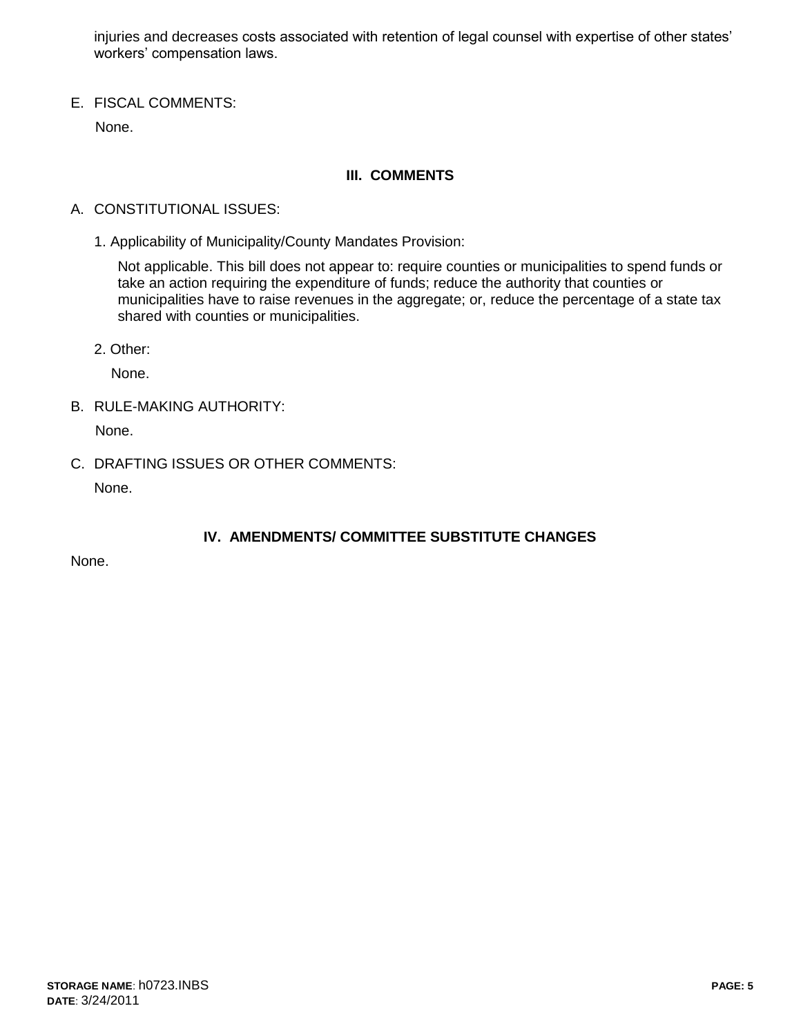injuries and decreases costs associated with retention of legal counsel with expertise of other states' workers' compensation laws.

E. FISCAL COMMENTS:

None.

## III. COMMENTS

A. CONSTITUTIONAL ISSUES:

1. Applicability of Municipality/County Mandates Provision:

Not applicable. This bill does not appear to: require counties or municipalities to spend funds or take an action requiring the expenditure of funds; reduce the authority that counties or municipalities have to raise revenues in the aggregate; or, reduce the percentage of a state tax shared with counties or municipalities.

2. Other:

None.

B. RULE-MAKING AUTHORITY:

None.

C. DRAFTING ISSUES OR OTHER COMMENTS:

None.

## IV. AMENDMENTS/ COMMITTEE SUBSTITUTE CHANGES

None.